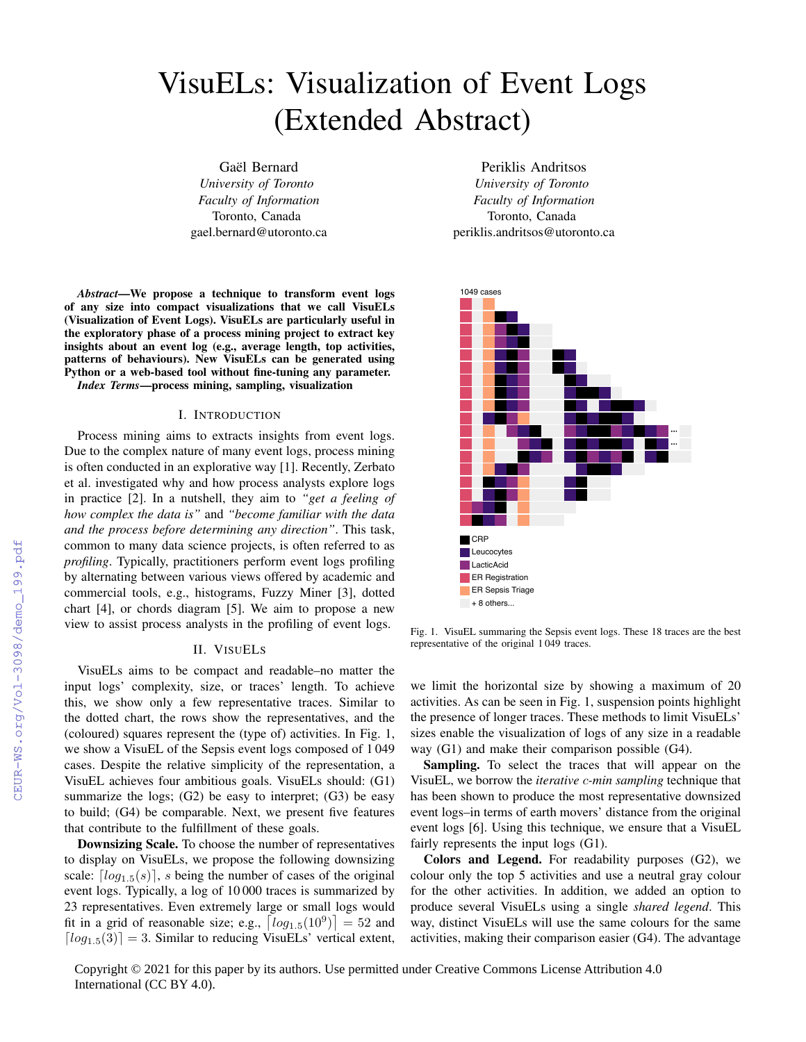# VisuELs: Visualization of Event Logs (Extended Abstract)

Gaël Bernard
*University of Toronto*
*Faculty of Information*
Toronto, Canada
gael.bernard@utoronto.ca

Periklis Andritsos
*University of Toronto*
*Faculty of Information*
Toronto, Canada
periklis.andritsos@utoronto.ca

***Abstract*—We propose a technique to transform event logs of any size into compact visualizations that we call VisuELs (Visualization of Event Logs). VisuELs are particularly useful in the exploratory phase of a process mining project to extract key insights about an event log (e.g., average length, top activities, patterns of behaviours). New VisuELs can be generated using Python or a web-based tool without fine-tuning any parameter.**

***Index Terms*—process mining, sampling, visualization**

## I. Introduction

Process mining aims to extracts insights from event logs. Due to the complex nature of many event logs, process mining is often conducted in an explorative way [1]. Recently, Zerbato et al. investigated why and how process analysts explore logs in practice [2]. In a nutshell, they aim to *"get a feeling of how complex the data is"* and *"become familiar with the data and the process before determining any direction"*. This task, common to many data science projects, is often referred to as *profiling*. Typically, practitioners perform event logs profiling by alternating between various views offered by academic and commercial tools, e.g., histograms, Fuzzy Miner [3], dotted chart [4], or chords diagram [5]. We aim to propose a new view to assist process analysts in the profiling of event logs.

## II. VisuELs

VisuELs aims to be compact and readable–no matter the input logs' complexity, size, or traces' length. To achieve this, we show only a few representative traces. Similar to the dotted chart, the rows show the representatives, and the (coloured) squares represent the (type of) activities. In Fig. 1, we show a VisuEL of the Sepsis event logs composed of 1 049 cases. Despite the relative simplicity of the representation, a VisuEL achieves four ambitious goals. VisuELs should: (G1) summarize the logs; (G2) be easy to interpret; (G3) be easy to build; (G4) be comparable. Next, we present five features that contribute to the fulfillment of these goals.

**Downsizing Scale.** To choose the number of representatives to display on VisuELs, we propose the following downsizing scale: $\lceil log_{1.5}(s) \rceil$, $s$ being the number of cases of the original event logs. Typically, a log of 10 000 traces is summarized by 23 representatives. Even extremely large or small logs would fit in a grid of reasonable size; e.g., $\lceil log_{1.5}(10^9) \rceil = 52$ and $\lceil log_{1.5}(3) \rceil = 3$. Similar to reducing VisuELs' vertical extent, we limit the horizontal size by showing a maximum of 20 activities. As can be seen in Fig. 1, suspension points highlight the presence of longer traces. These methods to limit VisuELs' sizes enable the visualization of logs of any size in a readable way (G1) and make their comparison possible (G4).

1049 cases

CRP
Leucocytes
LacticAcid
ER Registration
ER Sepsis Triage
+ 8 others...

Fig. 1. VisuEL summaring the Sepsis event logs. These 18 traces are the best representative of the original 1 049 traces.

**Sampling.** To select the traces that will appear on the VisuEL, we borrow the *iterative c-min sampling* technique that has been shown to produce the most representative downsized event logs–in terms of earth movers' distance from the original event logs [6]. Using this technique, we ensure that a VisuEL fairly represents the input logs (G1).

**Colors and Legend.** For readability purposes (G2), we colour only the top 5 activities and use a neutral gray colour for the other activities. In addition, we added an option to produce several VisuELs using a single *shared legend*. This way, distinct VisuELs will use the same colours for the same activities, making their comparison easier (G4). The advantage

Copyright © 2021 for this paper by its authors. Use permitted under Creative Commons License Attribution 4.0 International (CC BY 4.0).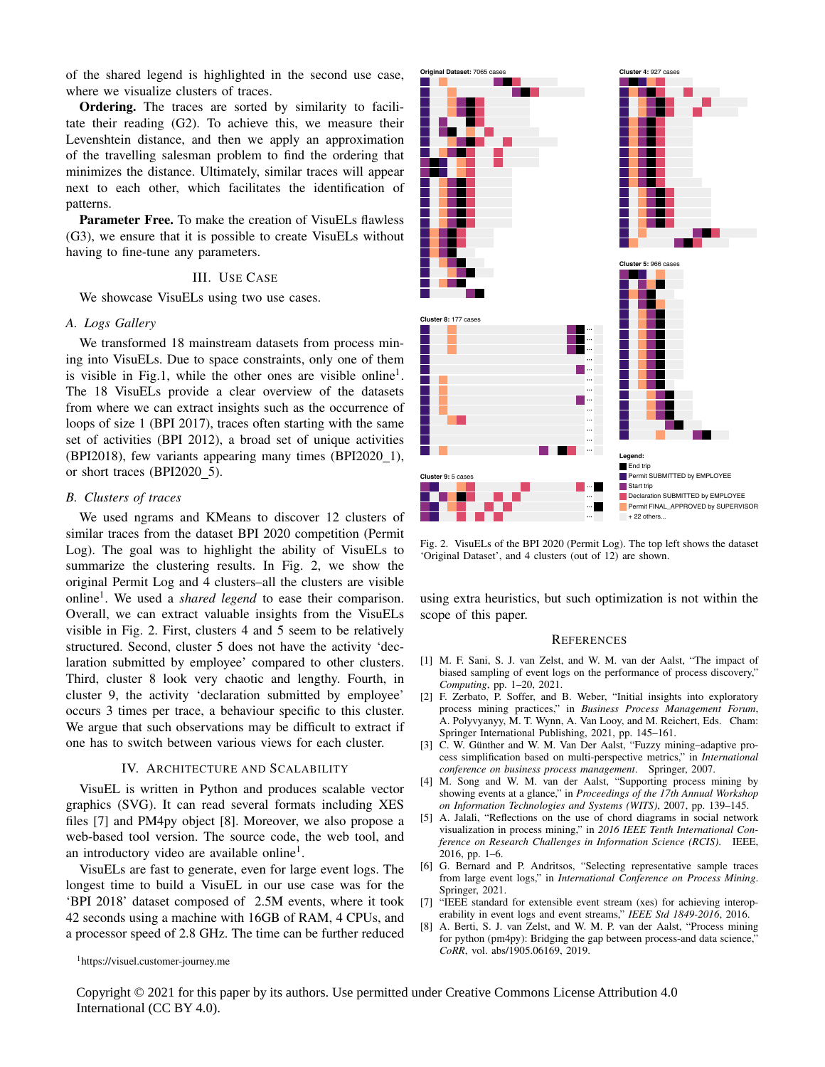of the shared legend is highlighted in the second use case, where we visualize clusters of traces.

**Ordering.** The traces are sorted by similarity to facilitate their reading (G2). To achieve this, we measure their Levenshtein distance, and then we apply an approximation of the travelling salesman problem to find the ordering that minimizes the distance. Ultimately, similar traces will appear next to each other, which facilitates the identification of patterns.

**Parameter Free.** To make the creation of VisuELs flawless (G3), we ensure that it is possible to create VisuELs without having to fine-tune any parameters.

## III. Use Case

We showcase VisuELs using two use cases.

### A. Logs Gallery

We transformed 18 mainstream datasets from process mining into VisuELs. Due to space constraints, only one of them is visible in Fig.1, while the other ones are visible online[1]. The 18 VisuELs provide a clear overview of the datasets from where we can extract insights such as the occurrence of loops of size 1 (BPI 2017), traces often starting with the same set of activities (BPI 2012), a broad set of unique activities (BPI2018), few variants appearing many times (BPI2020_1), or short traces (BPI2020_5).

### B. Clusters of traces

We used ngrams and KMeans to discover 12 clusters of similar traces from the dataset BPI 2020 competition (Permit Log). The goal was to highlight the ability of VisuELs to summarize the clustering results. In Fig. 2, we show the original Permit Log and 4 clusters–all the clusters are visible online[1]. We used a *shared legend* to ease their comparison. Overall, we can extract valuable insights from the VisuELs visible in Fig. 2. First, clusters 4 and 5 seem to be relatively structured. Second, cluster 5 does not have the activity 'declaration submitted by employee' compared to other clusters. Third, cluster 8 look very chaotic and lengthy. Fourth, in cluster 9, the activity 'declaration submitted by employee' occurs 3 times per trace, a behaviour specific to this cluster. We argue that such observations may be difficult to extract if one has to switch between various views for each cluster.

## IV. Architecture and Scalability

VisuEL is written in Python and produces scalable vector graphics (SVG). It can read several formats including XES files [7] and PM4py object [8]. Moreover, we also propose a web-based tool version. The source code, the web tool, and an introductory video are available online[1].

VisuELs are fast to generate, even for large event logs. The longest time to build a VisuEL in our use case was for the 'BPI 2018' dataset composed of 2.5M events, where it took 42 seconds using a machine with 16GB of RAM, 4 CPUs, and a processor speed of 2.8 GHz. The time can be further reduced using extra heuristics, but such optimization is not within the scope of this paper.

[1] https://visuel.customer-journey.me

Original Dataset: 7065 cases

Cluster 4: 927 cases

Cluster 5: 966 cases

Cluster 8: 177 cases

Cluster 9: 5 cases

Legend:
End trip
Permit SUBMITTED by EMPLOYEE
Start trip
Declaration SUBMITTED by EMPLOYEE
Permit FINAL_APPROVED by SUPERVISOR
+ 22 others...

Fig. 2. VisuELs of the BPI 2020 (Permit Log). The top left shows the dataset 'Original Dataset', and 4 clusters (out of 12) are shown.

## References

[1] M. F. Sani, S. J. van Zelst, and W. M. van der Aalst, "The impact of biased sampling of event logs on the performance of process discovery," *Computing*, pp. 1–20, 2021.

[2] F. Zerbato, P. Soffer, and B. Weber, "Initial insights into exploratory process mining practices," in *Business Process Management Forum*, A. Polyvyanyy, M. T. Wynn, A. Van Looy, and M. Reichert, Eds. Cham: Springer International Publishing, 2021, pp. 145–161.

[3] C. W. Günther and W. M. Van Der Aalst, "Fuzzy mining–adaptive process simplification based on multi-perspective metrics," in *International conference on business process management*. Springer, 2007.

[4] M. Song and W. M. van der Aalst, "Supporting process mining by showing events at a glance," in *Proceedings of the 17th Annual Workshop on Information Technologies and Systems (WITS)*, 2007, pp. 139–145.

[5] A. Jalali, "Reflections on the use of chord diagrams in social network visualization in process mining," in *2016 IEEE Tenth International Conference on Research Challenges in Information Science (RCIS)*. IEEE, 2016, pp. 1–6.

[6] G. Bernard and P. Andritsos, "Selecting representative sample traces from large event logs," in *International Conference on Process Mining*. Springer, 2021.

[7] "IEEE standard for extensible event stream (xes) for achieving interoperability in event logs and event streams," *IEEE Std 1849-2016*, 2016.

[8] A. Berti, S. J. van Zelst, and W. M. P. van der Aalst, "Process mining for python (pm4py): Bridging the gap between process-and data science," *CoRR*, vol. abs/1905.06169, 2019.

Copyright © 2021 for this paper by its authors. Use permitted under Creative Commons License Attribution 4.0 International (CC BY 4.0).